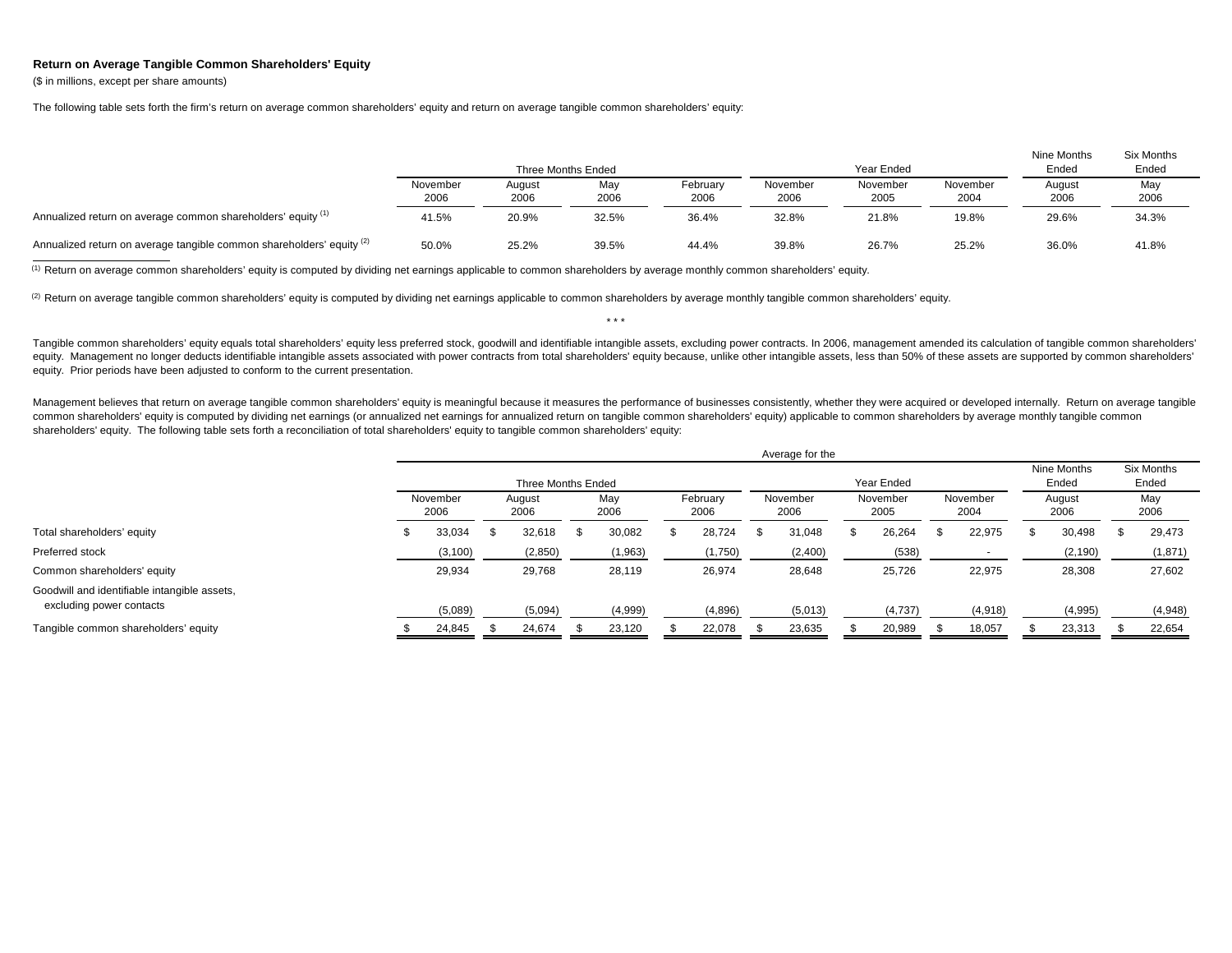## Return on Average Tangible Common Shareholders' Equity

($ in millions, except per share amounts)

The following table sets forth the firm's return on average common shareholders' equity and return on average tangible common shareholders' equity:

| | Three Months Ended | | | | Year Ended | | | Nine Months Ended | Six Months Ended |
|---|---|---|---|---|---|---|---|---|---|
| | November 2006 | August 2006 | May 2006 | February 2006 | November 2006 | November 2005 | November 2004 | August 2006 | May 2006 |
| Annualized return on average common shareholders' equity [1] | 41.5% | 20.9% | 32.5% | 36.4% | 32.8% | 21.8% | 19.8% | 29.6% | 34.3% |
| Annualized return on average tangible common shareholders' equity [2] | 50.0% | 25.2% | 39.5% | 44.4% | 39.8% | 26.7% | 25.2% | 36.0% | 41.8% |

[1] Return on average common shareholders' equity is computed by dividing net earnings applicable to common shareholders by average monthly common shareholders' equity.

[2] Return on average tangible common shareholders' equity is computed by dividing net earnings applicable to common shareholders by average monthly tangible common shareholders' equity.

\* \* \*

Tangible common shareholders' equity equals total shareholders' equity less preferred stock, goodwill and identifiable intangible assets, excluding power contracts. In 2006, management amended its calculation of tangible common shareholders' equity. Management no longer deducts identifiable intangible assets associated with power contracts from total shareholders' equity because, unlike other intangible assets, less than 50% of these assets are supported by common shareholders' equity. Prior periods have been adjusted to conform to the current presentation.

Management believes that return on average tangible common shareholders' equity is meaningful because it measures the performance of businesses consistently, whether they were acquired or developed internally. Return on average tangible common shareholders' equity is computed by dividing net earnings (or annualized net earnings for annualized return on tangible common shareholders' equity) applicable to common shareholders by average monthly tangible common shareholders' equity. The following table sets forth a reconciliation of total shareholders' equity to tangible common shareholders' equity:

| | Average for the | | | | | | | | |
|---|---|---|---|---|---|---|---|---|---|
| | Three Months Ended | | | | Year Ended | | | Nine Months Ended | Six Months Ended |
| | November 2006 | August 2006 | May 2006 | February 2006 | November 2006 | November 2005 | November 2004 | August 2006 | May 2006 |
| Total shareholders' equity | $ 33,034 | $ 32,618 | $ 30,082 | $ 28,724 | $ 31,048 | $ 26,264 | $ 22,975 | $ 30,498 | $ 29,473 |
| Preferred stock | (3,100) | (2,850) | (1,963) | (1,750) | (2,400) | (538) | - | (2,190) | (1,871) |
| Common shareholders' equity | 29,934 | 29,768 | 28,119 | 26,974 | 28,648 | 25,726 | 22,975 | 28,308 | 27,602 |
| Goodwill and identifiable intangible assets, excluding power contacts | (5,089) | (5,094) | (4,999) | (4,896) | (5,013) | (4,737) | (4,918) | (4,995) | (4,948) |
| Tangible common shareholders' equity | $ 24,845 | $ 24,674 | $ 23,120 | $ 22,078 | $ 23,635 | $ 20,989 | $ 18,057 | $ 23,313 | $ 22,654 |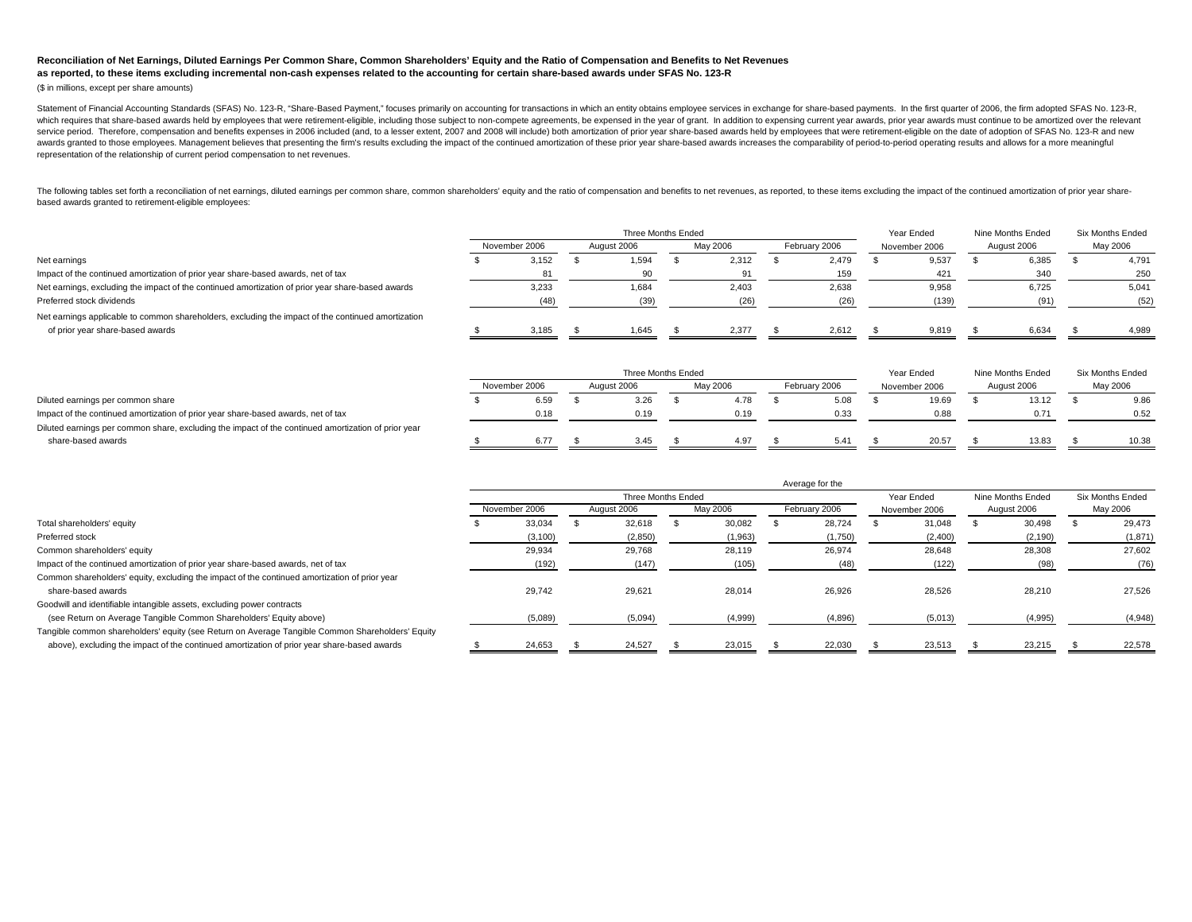**Reconciliation of Net Earnings, Diluted Earnings Per Common Share, Common Shareholders' Equity and the Ratio of Compensation and Benefits to Net Revenues as reported, to these items excluding incremental non-cash expenses related to the accounting for certain share-based awards under SFAS No. 123-R**

($ in millions, except per share amounts)

Statement of Financial Accounting Standards (SFAS) No. 123-R, "Share-Based Payment," focuses primarily on accounting for transactions in which an entity obtains employee services in exchange for share-based payments. In the first quarter of 2006, the firm adopted SFAS No. 123-R, which requires that share-based awards held by employees that were retirement-eligible, including those subject to non-compete agreements, be expensed in the year of grant. In addition to expensing current year awards, prior year awards must continue to be amortized over the relevant service period. Therefore, compensation and benefits expenses in 2006 included (and, to a lesser extent, 2007 and 2008 will include) both amortization of prior year share-based awards held by employees that were retirement-eligible on the date of adoption of SFAS No. 123-R and new awards granted to those employees. Management believes that presenting the firm's results excluding the impact of the continued amortization of these prior year share-based awards increases the comparability of period-to-period operating results and allows for a more meaningful representation of the relationship of current period compensation to net revenues.

The following tables set forth a reconciliation of net earnings, diluted earnings per common share, common shareholders' equity and the ratio of compensation and benefits to net revenues, as reported, to these items excluding the impact of the continued amortization of prior year share-based awards granted to retirement-eligible employees:

| | Three Months Ended | | | | Year Ended | Nine Months Ended | Six Months Ended |
|---|---|---|---|---|---|---|---|
| | November 2006 | August 2006 | May 2006 | February 2006 | November 2006 | August 2006 | May 2006 |
| Net earnings | $ 3,152 | $ 1,594 | $ 2,312 | $ 2,479 | $ 9,537 | $ 6,385 | $ 4,791 |
| Impact of the continued amortization of prior year share-based awards, net of tax | 81 | 90 | 91 | 159 | 421 | 340 | 250 |
| Net earnings, excluding the impact of the continued amortization of prior year share-based awards | 3,233 | 1,684 | 2,403 | 2,638 | 9,958 | 6,725 | 5,041 |
| Preferred stock dividends | (48) | (39) | (26) | (26) | (139) | (91) | (52) |
| Net earnings applicable to common shareholders, excluding the impact of the continued amortization of prior year share-based awards | $ 3,185 | $ 1,645 | $ 2,377 | $ 2,612 | $ 9,819 | $ 6,634 | $ 4,989 |

| | Three Months Ended | | | | Year Ended | Nine Months Ended | Six Months Ended |
|---|---|---|---|---|---|---|---|
| | November 2006 | August 2006 | May 2006 | February 2006 | November 2006 | August 2006 | May 2006 |
| Diluted earnings per common share | $ 6.59 | $ 3.26 | $ 4.78 | $ 5.08 | $ 19.69 | $ 13.12 | $ 9.86 |
| Impact of the continued amortization of prior year share-based awards, net of tax | 0.18 | 0.19 | 0.19 | 0.33 | 0.88 | 0.71 | 0.52 |
| Diluted earnings per common share, excluding the impact of the continued amortization of prior year share-based awards | $ 6.77 | $ 3.45 | $ 4.97 | $ 5.41 | $ 20.57 | $ 13.83 | $ 10.38 |

| | Average for the | | | | | | |
|---|---|---|---|---|---|---|---|
| | Three Months Ended | | | | Year Ended | Nine Months Ended | Six Months Ended |
| | November 2006 | August 2006 | May 2006 | February 2006 | November 2006 | August 2006 | May 2006 |
| Total shareholders' equity | $ 33,034 | $ 32,618 | $ 30,082 | $ 28,724 | $ 31,048 | $ 30,498 | $ 29,473 |
| Preferred stock | (3,100) | (2,850) | (1,963) | (1,750) | (2,400) | (2,190) | (1,871) |
| Common shareholders' equity | 29,934 | 29,768 | 28,119 | 26,974 | 28,648 | 28,308 | 27,602 |
| Impact of the continued amortization of prior year share-based awards, net of tax | (192) | (147) | (105) | (48) | (122) | (98) | (76) |
| Common shareholders' equity, excluding the impact of the continued amortization of prior year share-based awards | 29,742 | 29,621 | 28,014 | 26,926 | 28,526 | 28,210 | 27,526 |
| Goodwill and identifiable intangible assets, excluding power contracts (see Return on Average Tangible Common Shareholders' Equity above) | (5,089) | (5,094) | (4,999) | (4,896) | (5,013) | (4,995) | (4,948) |
| Tangible common shareholders' equity (see Return on Average Tangible Common Shareholders' Equity above), excluding the impact of the continued amortization of prior year share-based awards | $ 24,653 | $ 24,527 | $ 23,015 | $ 22,030 | $ 23,513 | $ 23,215 | $ 22,578 |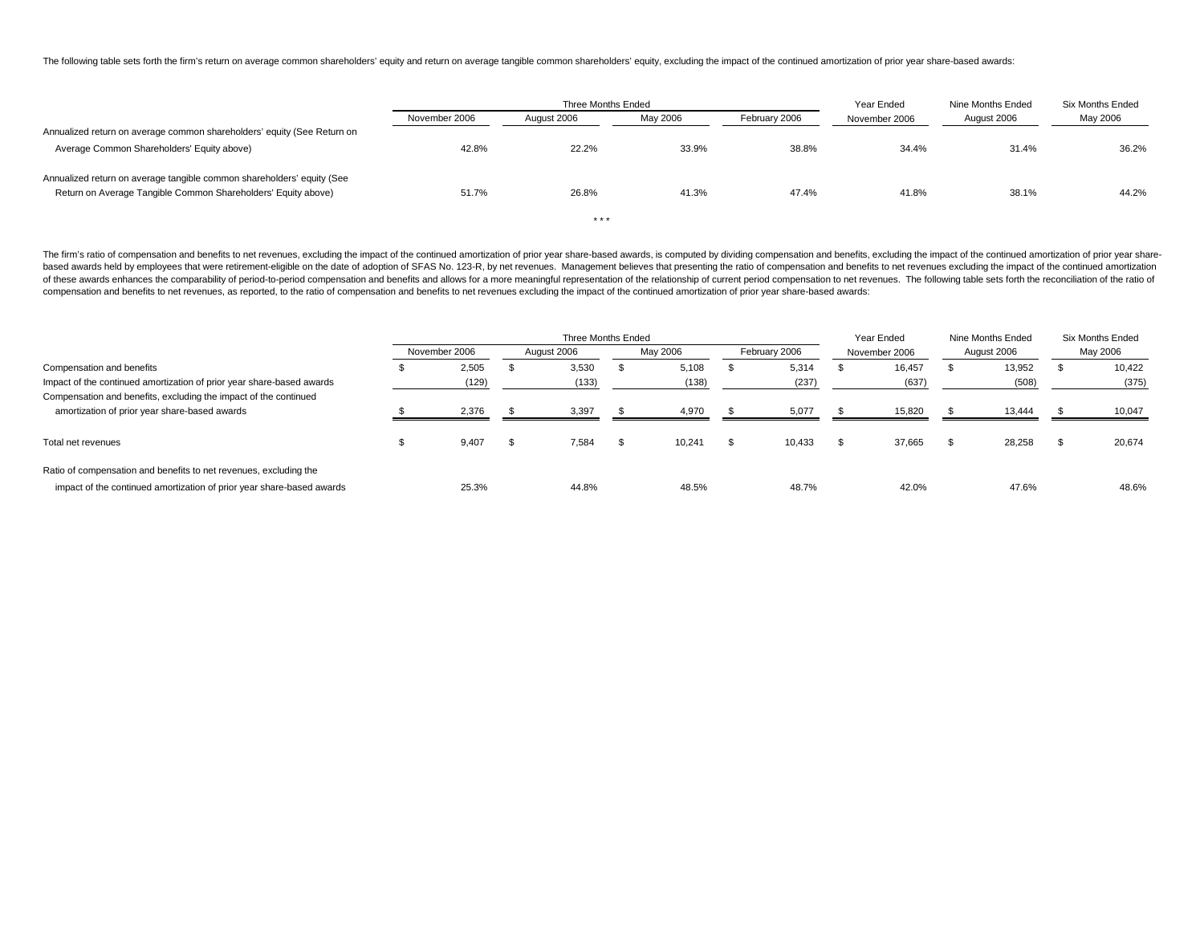The following table sets forth the firm's return on average common shareholders' equity and return on average tangible common shareholders' equity, excluding the impact of the continued amortization of prior year share-based awards:

| | Three Months Ended | | | | Year Ended | Nine Months Ended | Six Months Ended |
|---|---|---|---|---|---|---|---|
| | November 2006 | August 2006 | May 2006 | February 2006 | November 2006 | August 2006 | May 2006 |
| Annualized return on average common shareholders' equity (See Return on Average Common Shareholders' Equity above) | 42.8% | 22.2% | 33.9% | 38.8% | 34.4% | 31.4% | 36.2% |
| Annualized return on average tangible common shareholders' equity (See Return on Average Tangible Common Shareholders' Equity above) | 51.7% | 26.8% | 41.3% | 47.4% | 41.8% | 38.1% | 44.2% |

\* \* \*

The firm's ratio of compensation and benefits to net revenues, excluding the impact of the continued amortization of prior year share-based awards, is computed by dividing compensation and benefits, excluding the impact of the continued amortization of prior year share-based awards held by employees that were retirement-eligible on the date of adoption of SFAS No. 123-R, by net revenues. Management believes that presenting the ratio of compensation and benefits to net revenues excluding the impact of the continued amortization of these awards enhances the comparability of period-to-period compensation and benefits and allows for a more meaningful representation of the relationship of current period compensation to net revenues. The following table sets forth the reconciliation of the ratio of compensation and benefits to net revenues, as reported, to the ratio of compensation and benefits to net revenues excluding the impact of the continued amortization of prior year share-based awards:

| | Three Months Ended | | | | Year Ended | Nine Months Ended | Six Months Ended |
|---|---|---|---|---|---|---|---|
| | November 2006 | August 2006 | May 2006 | February 2006 | November 2006 | August 2006 | May 2006 |
| Compensation and benefits | $ 2,505 | $ 3,530 | $ 5,108 | $ 5,314 | $ 16,457 | $ 13,952 | $ 10,422 |
| Impact of the continued amortization of prior year share-based awards | (129) | (133) | (138) | (237) | (637) | (508) | (375) |
| Compensation and benefits, excluding the impact of the continued amortization of prior year share-based awards | $ 2,376 | $ 3,397 | $ 4,970 | $ 5,077 | $ 15,820 | $ 13,444 | $ 10,047 |
| Total net revenues | $ 9,407 | $ 7,584 | $ 10,241 | $ 10,433 | $ 37,665 | $ 28,258 | $ 20,674 |
| Ratio of compensation and benefits to net revenues, excluding the impact of the continued amortization of prior year share-based awards | 25.3% | 44.8% | 48.5% | 48.7% | 42.0% | 47.6% | 48.6% |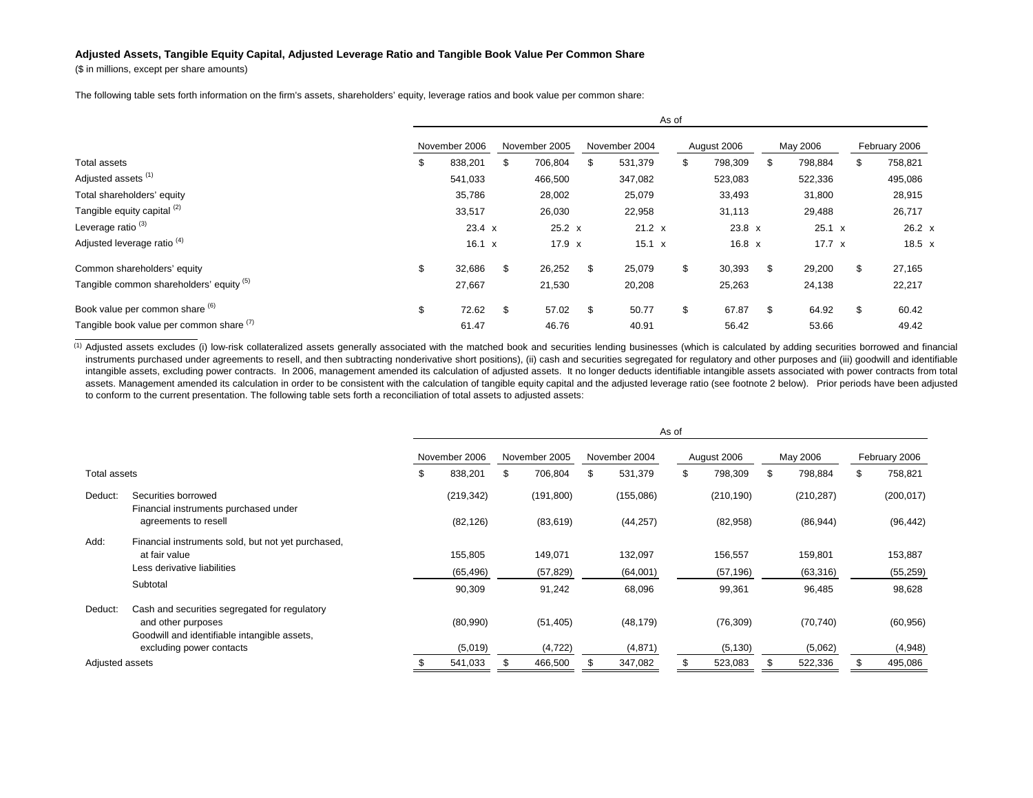**Adjusted Assets, Tangible Equity Capital, Adjusted Leverage Ratio and Tangible Book Value Per Common Share**

($ in millions, except per share amounts)

The following table sets forth information on the firm's assets, shareholders' equity, leverage ratios and book value per common share:

| | As of | | | | | |
|---|---|---|---|---|---|---|
| | November 2006 | November 2005 | November 2004 | August 2006 | May 2006 | February 2006 |
| Total assets | $ 838,201 | $ 706,804 | $ 531,379 | $ 798,309 | $ 798,884 | $ 758,821 |
| Adjusted assets [1] | 541,033 | 466,500 | 347,082 | 523,083 | 522,336 | 495,086 |
| Total shareholders' equity | 35,786 | 28,002 | 25,079 | 33,493 | 31,800 | 28,915 |
| Tangible equity capital [2] | 33,517 | 26,030 | 22,958 | 31,113 | 29,488 | 26,717 |
| Leverage ratio [3] | 23.4 x | 25.2 x | 21.2 x | 23.8 x | 25.1 x | 26.2 x |
| Adjusted leverage ratio [4] | 16.1 x | 17.9 x | 15.1 x | 16.8 x | 17.7 x | 18.5 x |
| Common shareholders' equity | $ 32,686 | $ 26,252 | $ 25,079 | $ 30,393 | $ 29,200 | $ 27,165 |
| Tangible common shareholders' equity [5] | 27,667 | 21,530 | 20,208 | 25,263 | 24,138 | 22,217 |
| Book value per common share [6] | $ 72.62 | $ 57.02 | $ 50.77 | $ 67.87 | $ 64.92 | $ 60.42 |
| Tangible book value per common share [7] | 61.47 | 46.76 | 40.91 | 56.42 | 53.66 | 49.42 |

(1) Adjusted assets excludes (i) low-risk collateralized assets generally associated with the matched book and securities lending businesses (which is calculated by adding securities borrowed and financial instruments purchased under agreements to resell, and then subtracting nonderivative short positions), (ii) cash and securities segregated for regulatory and other purposes and (iii) goodwill and identifiable intangible assets, excluding power contracts. In 2006, management amended its calculation of adjusted assets. It no longer deducts identifiable intangible assets associated with power contracts from total assets. Management amended its calculation in order to be consistent with the calculation of tangible equity capital and the adjusted leverage ratio (see footnote 2 below). Prior periods have been adjusted to conform to the current presentation. The following table sets forth a reconciliation of total assets to adjusted assets:

| | | As of | | | | | |
|---|---|---|---|---|---|---|---|
| | | November 2006 | November 2005 | November 2004 | August 2006 | May 2006 | February 2006 |
| Total assets | | $ 838,201 | $ 706,804 | $ 531,379 | $ 798,309 | $ 798,884 | $ 758,821 |
| Deduct: | Securities borrowed | (219,342) | (191,800) | (155,086) | (210,190) | (210,287) | (200,017) |
| | Financial instruments purchased under agreements to resell | (82,126) | (83,619) | (44,257) | (82,958) | (86,944) | (96,442) |
| Add: | Financial instruments sold, but not yet purchased, at fair value | 155,805 | 149,071 | 132,097 | 156,557 | 159,801 | 153,887 |
| | Less derivative liabilities | (65,496) | (57,829) | (64,001) | (57,196) | (63,316) | (55,259) |
| | Subtotal | 90,309 | 91,242 | 68,096 | 99,361 | 96,485 | 98,628 |
| Deduct: | Cash and securities segregated for regulatory and other purposes | (80,990) | (51,405) | (48,179) | (76,309) | (70,740) | (60,956) |
| | Goodwill and identifiable intangible assets, excluding power contacts | (5,019) | (4,722) | (4,871) | (5,130) | (5,062) | (4,948) |
| Adjusted assets | | $ 541,033 | $ 466,500 | $ 347,082 | $ 523,083 | $ 522,336 | $ 495,086 |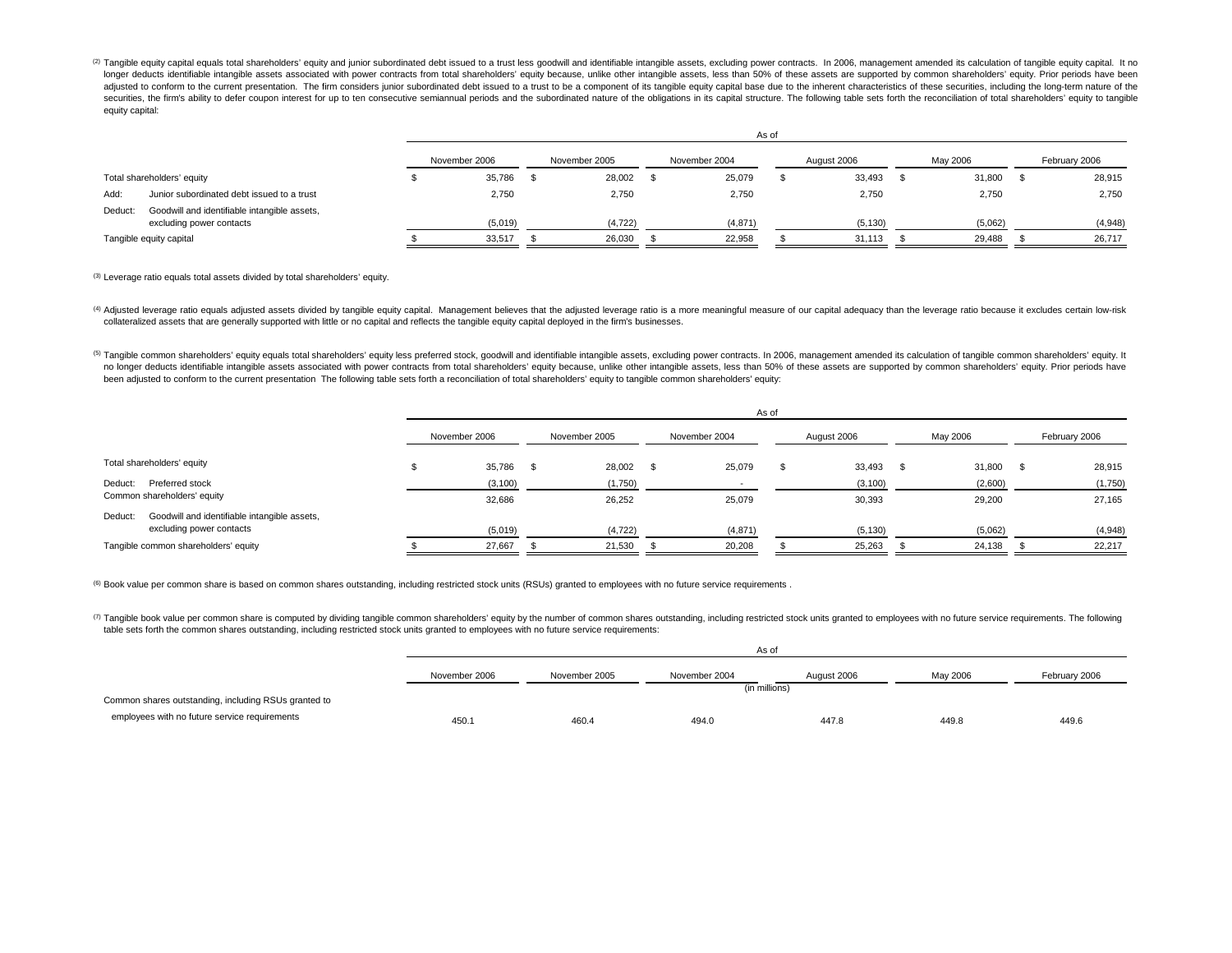(2) Tangible equity capital equals total shareholders' equity and junior subordinated debt issued to a trust less goodwill and identifiable intangible assets, excluding power contracts. In 2006, management amended its calculation of tangible equity capital. It no longer deducts identifiable intangible assets associated with power contracts from total shareholders' equity because, unlike other intangible assets, less than 50% of these assets are supported by common shareholders' equity. Prior periods have been adjusted to conform to the current presentation. The firm considers junior subordinated debt issued to a trust to be a component of its tangible equity capital base due to the inherent characteristics of these securities, including the long-term nature of the securities, the firm's ability to defer coupon interest for up to ten consecutive semiannual periods and the subordinated nature of the obligations in its capital structure. The following table sets forth the reconciliation of total shareholders' equity to tangible equity capital:

| | As of | | | | | |
|---|---|---|---|---|---|---|
| | November 2006 | November 2005 | November 2004 | August 2006 | May 2006 | February 2006 |
| Total shareholders' equity | $ 35,786 | $ 28,002 | $ 25,079 | $ 33,493 | $ 31,800 | $ 28,915 |
| Add: Junior subordinated debt issued to a trust | 2,750 | 2,750 | 2,750 | 2,750 | 2,750 | 2,750 |
| Deduct: Goodwill and identifiable intangible assets, excluding power contacts | (5,019) | (4,722) | (4,871) | (5,130) | (5,062) | (4,948) |
| Tangible equity capital | $ 33,517 | $ 26,030 | $ 22,958 | $ 31,113 | $ 29,488 | $ 26,717 |

(3) Leverage ratio equals total assets divided by total shareholders' equity.

(4) Adjusted leverage ratio equals adjusted assets divided by tangible equity capital. Management believes that the adjusted leverage ratio is a more meaningful measure of our capital adequacy than the leverage ratio because it excludes certain low-risk collateralized assets that are generally supported with little or no capital and reflects the tangible equity capital deployed in the firm's businesses.

(5) Tangible common shareholders' equity equals total shareholders' equity less preferred stock, goodwill and identifiable intangible assets, excluding power contracts. In 2006, management amended its calculation of tangible common shareholders' equity. It no longer deducts identifiable intangible assets associated with power contracts from total shareholders' equity because, unlike other intangible assets, less than 50% of these assets are supported by common shareholders' equity. Prior periods have been adjusted to conform to the current presentation The following table sets forth a reconciliation of total shareholders' equity to tangible common shareholders' equity:

| | As of | | | | | |
|---|---|---|---|---|---|---|
| | November 2006 | November 2005 | November 2004 | August 2006 | May 2006 | February 2006 |
| Total shareholders' equity | $ 35,786 | $ 28,002 | $ 25,079 | $ 33,493 | $ 31,800 | $ 28,915 |
| Deduct: Preferred stock | (3,100) | (1,750) | - | (3,100) | (2,600) | (1,750) |
| Common shareholders' equity | 32,686 | 26,252 | 25,079 | 30,393 | 29,200 | 27,165 |
| Deduct: Goodwill and identifiable intangible assets, excluding power contacts | (5,019) | (4,722) | (4,871) | (5,130) | (5,062) | (4,948) |
| Tangible common shareholders' equity | $ 27,667 | $ 21,530 | $ 20,208 | $ 25,263 | $ 24,138 | $ 22,217 |

(6) Book value per common share is based on common shares outstanding, including restricted stock units (RSUs) granted to employees with no future service requirements .

(7) Tangible book value per common share is computed by dividing tangible common shareholders' equity by the number of common shares outstanding, including restricted stock units granted to employees with no future service requirements. The following table sets forth the common shares outstanding, including restricted stock units granted to employees with no future service requirements:

| | As of | | | | | |
|---|---|---|---|---|---|---|
| | November 2006 | November 2005 | November 2004 | August 2006 | May 2006 | February 2006 |
| | (in millions) | | | | | |
| Common shares outstanding, including RSUs granted to employees with no future service requirements | 450.1 | 460.4 | 494.0 | 447.8 | 449.8 | 449.6 |